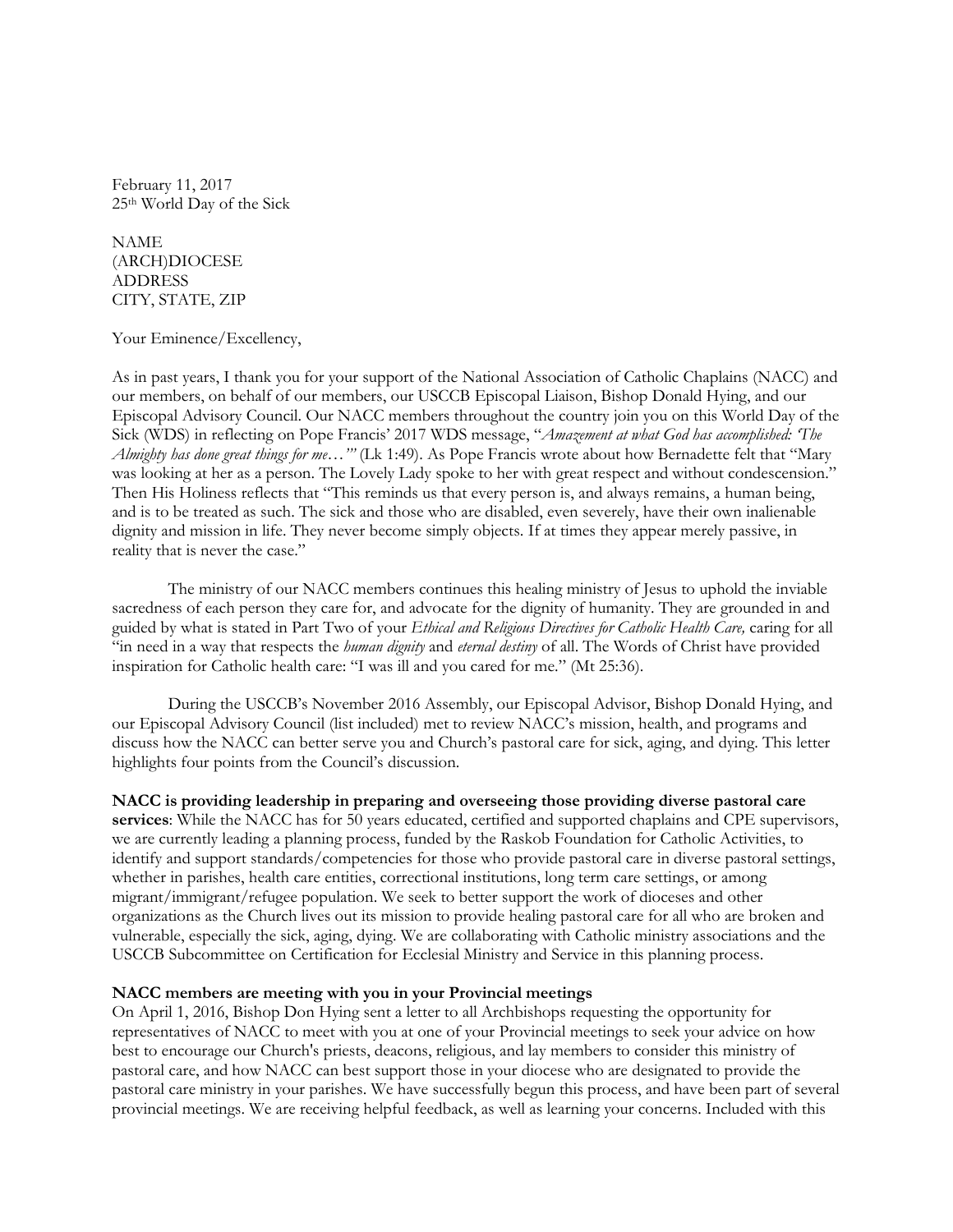February 11, 2017
25th World Day of the Sick

NAME
(ARCH)DIOCESE
ADDRESS
CITY, STATE, ZIP

Your Eminence/Excellency,

As in past years, I thank you for your support of the National Association of Catholic Chaplains (NACC) and our members, on behalf of our members, our USCCB Episcopal Liaison, Bishop Donald Hying, and our Episcopal Advisory Council. Our NACC members throughout the country join you on this World Day of the Sick (WDS) in reflecting on Pope Francis' 2017 WDS message, "*Amazement at what God has accomplished: 'The Almighty has done great things for me…'"* (Lk 1:49). As Pope Francis wrote about how Bernadette felt that "Mary was looking at her as a person. The Lovely Lady spoke to her with great respect and without condescension." Then His Holiness reflects that "This reminds us that every person is, and always remains, a human being, and is to be treated as such. The sick and those who are disabled, even severely, have their own inalienable dignity and mission in life. They never become simply objects. If at times they appear merely passive, in reality that is never the case."

The ministry of our NACC members continues this healing ministry of Jesus to uphold the inviable sacredness of each person they care for, and advocate for the dignity of humanity. They are grounded in and guided by what is stated in Part Two of your *Ethical and Religious Directives for Catholic Health Care,* caring for all "in need in a way that respects the *human dignity* and *eternal destiny* of all. The Words of Christ have provided inspiration for Catholic health care: "I was ill and you cared for me." (Mt 25:36).

During the USCCB's November 2016 Assembly, our Episcopal Advisor, Bishop Donald Hying, and our Episcopal Advisory Council (list included) met to review NACC's mission, health, and programs and discuss how the NACC can better serve you and Church's pastoral care for sick, aging, and dying. This letter highlights four points from the Council's discussion.

**NACC is providing leadership in preparing and overseeing those providing diverse pastoral care services**: While the NACC has for 50 years educated, certified and supported chaplains and CPE supervisors, we are currently leading a planning process, funded by the Raskob Foundation for Catholic Activities, to identify and support standards/competencies for those who provide pastoral care in diverse pastoral settings, whether in parishes, health care entities, correctional institutions, long term care settings, or among migrant/immigrant/refugee population. We seek to better support the work of dioceses and other organizations as the Church lives out its mission to provide healing pastoral care for all who are broken and vulnerable, especially the sick, aging, dying. We are collaborating with Catholic ministry associations and the USCCB Subcommittee on Certification for Ecclesial Ministry and Service in this planning process.

**NACC members are meeting with you in your Provincial meetings**

On April 1, 2016, Bishop Don Hying sent a letter to all Archbishops requesting the opportunity for representatives of NACC to meet with you at one of your Provincial meetings to seek your advice on how best to encourage our Church's priests, deacons, religious, and lay members to consider this ministry of pastoral care, and how NACC can best support those in your diocese who are designated to provide the pastoral care ministry in your parishes. We have successfully begun this process, and have been part of several provincial meetings. We are receiving helpful feedback, as well as learning your concerns. Included with this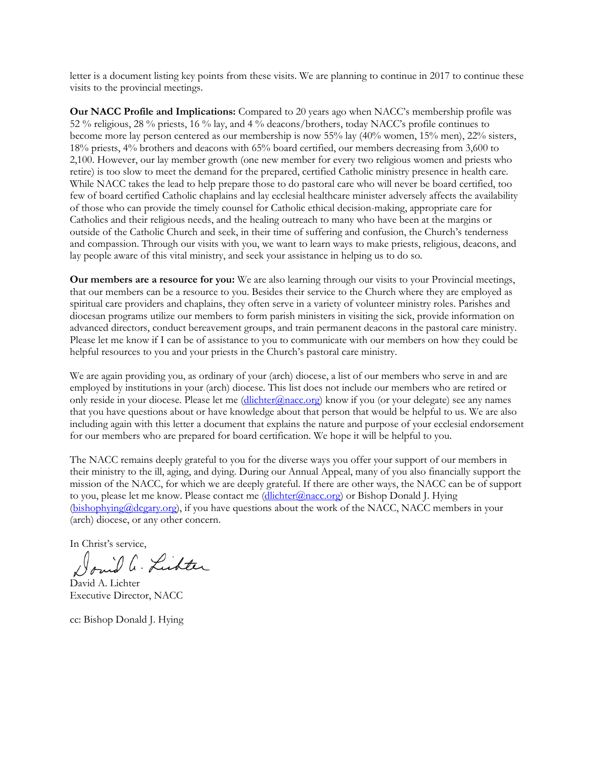letter is a document listing key points from these visits. We are planning to continue in 2017 to continue these visits to the provincial meetings.

**Our NACC Profile and Implications:** Compared to 20 years ago when NACC's membership profile was 52 % religious, 28 % priests, 16 % lay, and 4 % deacons/brothers, today NACC's profile continues to become more lay person centered as our membership is now 55% lay (40% women, 15% men), 22% sisters, 18% priests, 4% brothers and deacons with 65% board certified, our members decreasing from 3,600 to 2,100. However, our lay member growth (one new member for every two religious women and priests who retire) is too slow to meet the demand for the prepared, certified Catholic ministry presence in health care. While NACC takes the lead to help prepare those to do pastoral care who will never be board certified, too few of board certified Catholic chaplains and lay ecclesial healthcare minister adversely affects the availability of those who can provide the timely counsel for Catholic ethical decision-making, appropriate care for Catholics and their religious needs, and the healing outreach to many who have been at the margins or outside of the Catholic Church and seek, in their time of suffering and confusion, the Church's tenderness and compassion. Through our visits with you, we want to learn ways to make priests, religious, deacons, and lay people aware of this vital ministry, and seek your assistance in helping us to do so.

**Our members are a resource for you:** We are also learning through our visits to your Provincial meetings, that our members can be a resource to you. Besides their service to the Church where they are employed as spiritual care providers and chaplains, they often serve in a variety of volunteer ministry roles. Parishes and diocesan programs utilize our members to form parish ministers in visiting the sick, provide information on advanced directors, conduct bereavement groups, and train permanent deacons in the pastoral care ministry. Please let me know if I can be of assistance to you to communicate with our members on how they could be helpful resources to you and your priests in the Church's pastoral care ministry.

We are again providing you, as ordinary of your (arch) diocese, a list of our members who serve in and are employed by institutions in your (arch) diocese. This list does not include our members who are retired or only reside in your diocese. Please let me (dlichter@nacc.org) know if you (or your delegate) see any names that you have questions about or have knowledge about that person that would be helpful to us. We are also including again with this letter a document that explains the nature and purpose of your ecclesial endorsement for our members who are prepared for board certification. We hope it will be helpful to you.

The NACC remains deeply grateful to you for the diverse ways you offer your support of our members in their ministry to the ill, aging, and dying. During our Annual Appeal, many of you also financially support the mission of the NACC, for which we are deeply grateful. If there are other ways, the NACC can be of support to you, please let me know. Please contact me (dlichter@nacc.org) or Bishop Donald J. Hying (bishophying@dcgary.org), if you have questions about the work of the NACC, NACC members in your (arch) diocese, or any other concern.

In Christ's service,

David A. Lichter
Executive Director, NACC

cc: Bishop Donald J. Hying